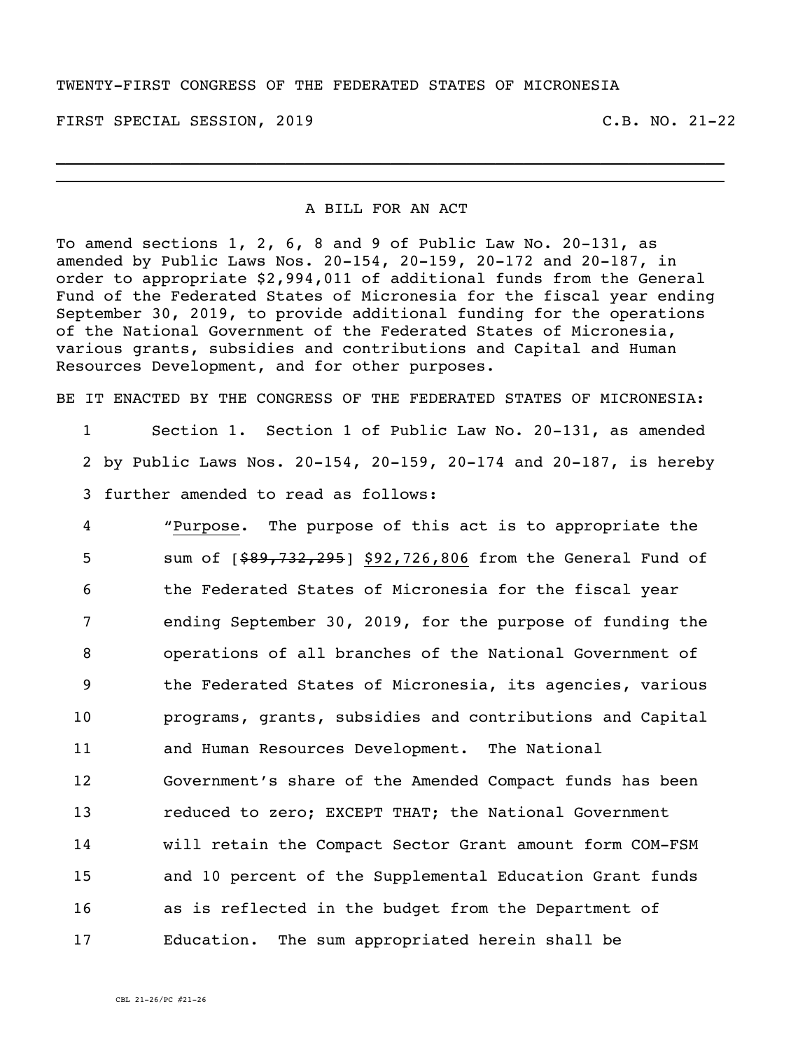TWENTY-FIRST CONGRESS OF THE FEDERATED STATES OF MICRONESIA

FIRST SPECIAL SESSION, 2019 C.B. NO. 21-22

A BILL FOR AN ACT

To amend sections 1, 2, 6, 8 and 9 of Public Law No. 20-131, as amended by Public Laws Nos. 20-154, 20-159, 20-172 and 20-187, in order to appropriate $2,994,011 of additional funds from the General Fund of the Federated States of Micronesia for the fiscal year ending September 30, 2019, to provide additional funding for the operations of the National Government of the Federated States of Micronesia, various grants, subsidies and contributions and Capital and Human Resources Development, and for other purposes.

BE IT ENACTED BY THE CONGRESS OF THE FEDERATED STATES OF MICRONESIA:

1 Section 1. Section 1 of Public Law No. 20-131, as amended
2 by Public Laws Nos. 20-154, 20-159, 20-174 and 20-187, is hereby
3 further amended to read as follows:

4 "Purpose. The purpose of this act is to appropriate the
5 sum of [~~$89,732,295~~] $92,726,806 from the General Fund of
6 the Federated States of Micronesia for the fiscal year
7 ending September 30, 2019, for the purpose of funding the
8 operations of all branches of the National Government of
9 the Federated States of Micronesia, its agencies, various
10 programs, grants, subsidies and contributions and Capital
11 and Human Resources Development. The National
12 Government's share of the Amended Compact funds has been
13 reduced to zero; EXCEPT THAT; the National Government
14 will retain the Compact Sector Grant amount form COM-FSM
15 and 10 percent of the Supplemental Education Grant funds
16 as is reflected in the budget from the Department of
17 Education. The sum appropriated herein shall be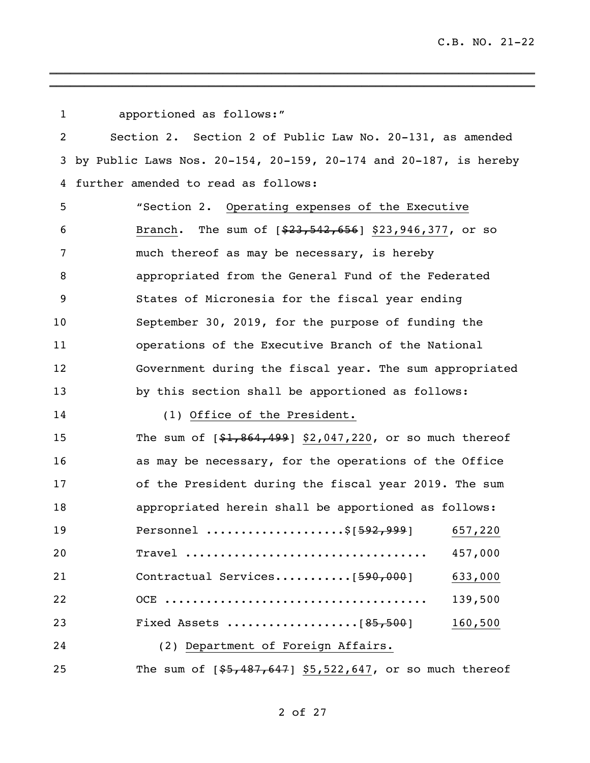apportioned as follows:"

Section 2. Section 2 of Public Law No. 20-131, as amended by Public Laws Nos. 20-154, 20-159, 20-174 and 20-187, is hereby further amended to read as follows:

"Section 2. Operating expenses of the Executive Branch. The sum of [~~$23,542,656~~] $23,946,377, or so much thereof as may be necessary, is hereby appropriated from the General Fund of the Federated States of Micronesia for the fiscal year ending September 30, 2019, for the purpose of funding the operations of the Executive Branch of the National Government during the fiscal year. The sum appropriated by this section shall be apportioned as follows:

(1) Office of the President.

The sum of [~~$1,864,499~~] $2,047,220, or so much thereof as may be necessary, for the operations of the Office of the President during the fiscal year 2019. The sum appropriated herein shall be apportioned as follows:

| | |
|---|---|
| Personnel ....................$[~~592,999~~] | 657,220 |
| Travel .................................. | 457,000 |
| Contractual Services...........[~~590,000~~] | 633,000 |
| OCE ..................................... | 139,500 |
| Fixed Assets ..................[~~85,500~~] | 160,500 |

(2) Department of Foreign Affairs.

The sum of [~~$5,487,647~~] $5,522,647, or so much thereof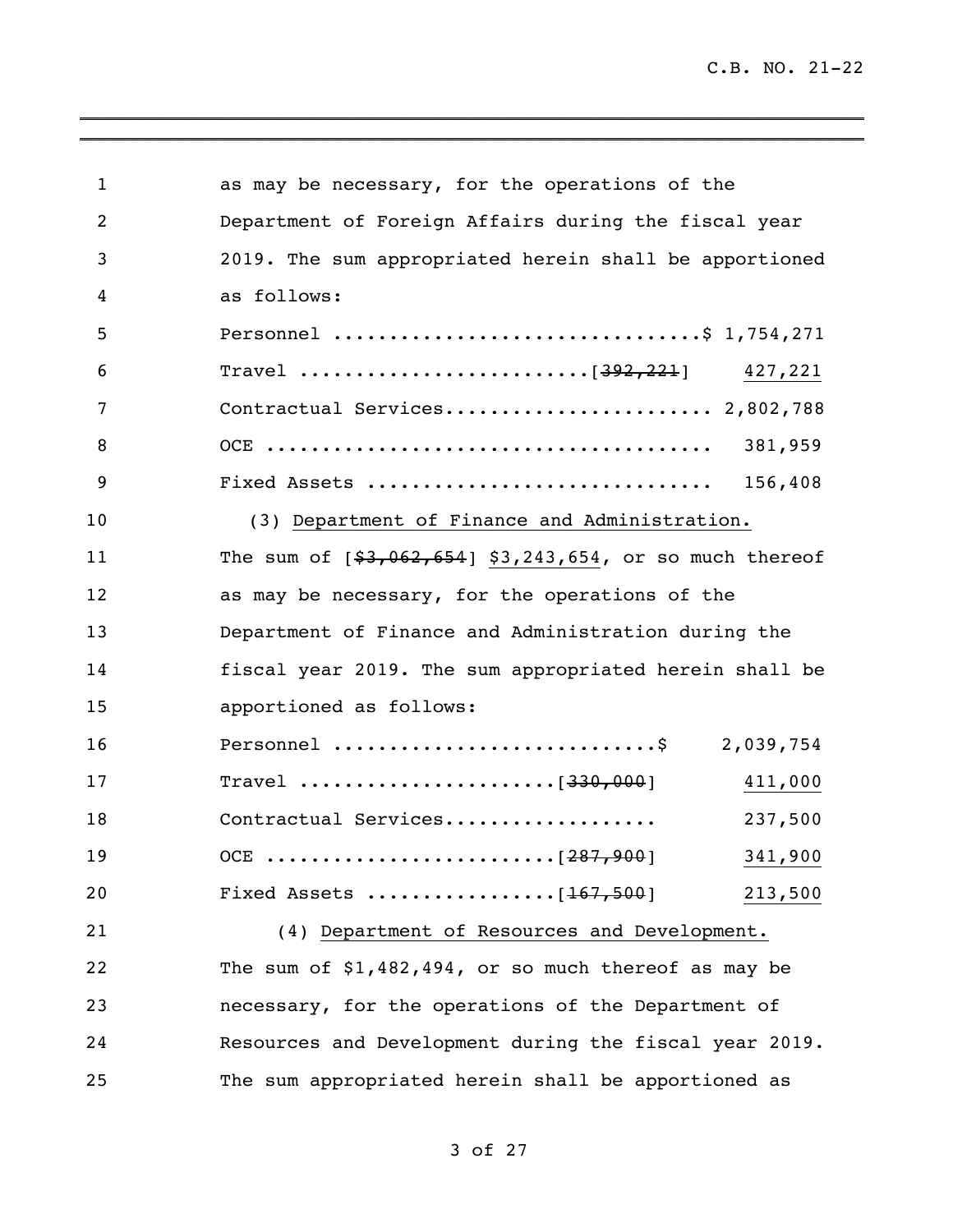as may be necessary, for the operations of the Department of Foreign Affairs during the fiscal year 2019. The sum appropriated herein shall be apportioned as follows:

| | |
|---|---|
| Personnel ................................ | $ 1,754,271 |
| Travel ......................... [~~392,221~~] | 427,221 |
| Contractual Services....................... | 2,802,788 |
| OCE ....................................... | 381,959 |
| Fixed Assets .............................. | 156,408 |

(3) Department of Finance and Administration. The sum of [~~$3,062,654~~] $3,243,654, or so much thereof as may be necessary, for the operations of the Department of Finance and Administration during the fiscal year 2019. The sum appropriated herein shall be apportioned as follows:

| | |
|---|---|
| Personnel ............................$ | 2,039,754 |
| Travel ...................... [~~330,000~~] | 411,000 |
| Contractual Services.................. | 237,500 |
| OCE ......................... [~~287,900~~] | 341,900 |
| Fixed Assets ................ [~~167,500~~] | 213,500 |

(4) Department of Resources and Development. The sum of $1,482,494, or so much thereof as may be necessary, for the operations of the Department of Resources and Development during the fiscal year 2019. The sum appropriated herein shall be apportioned as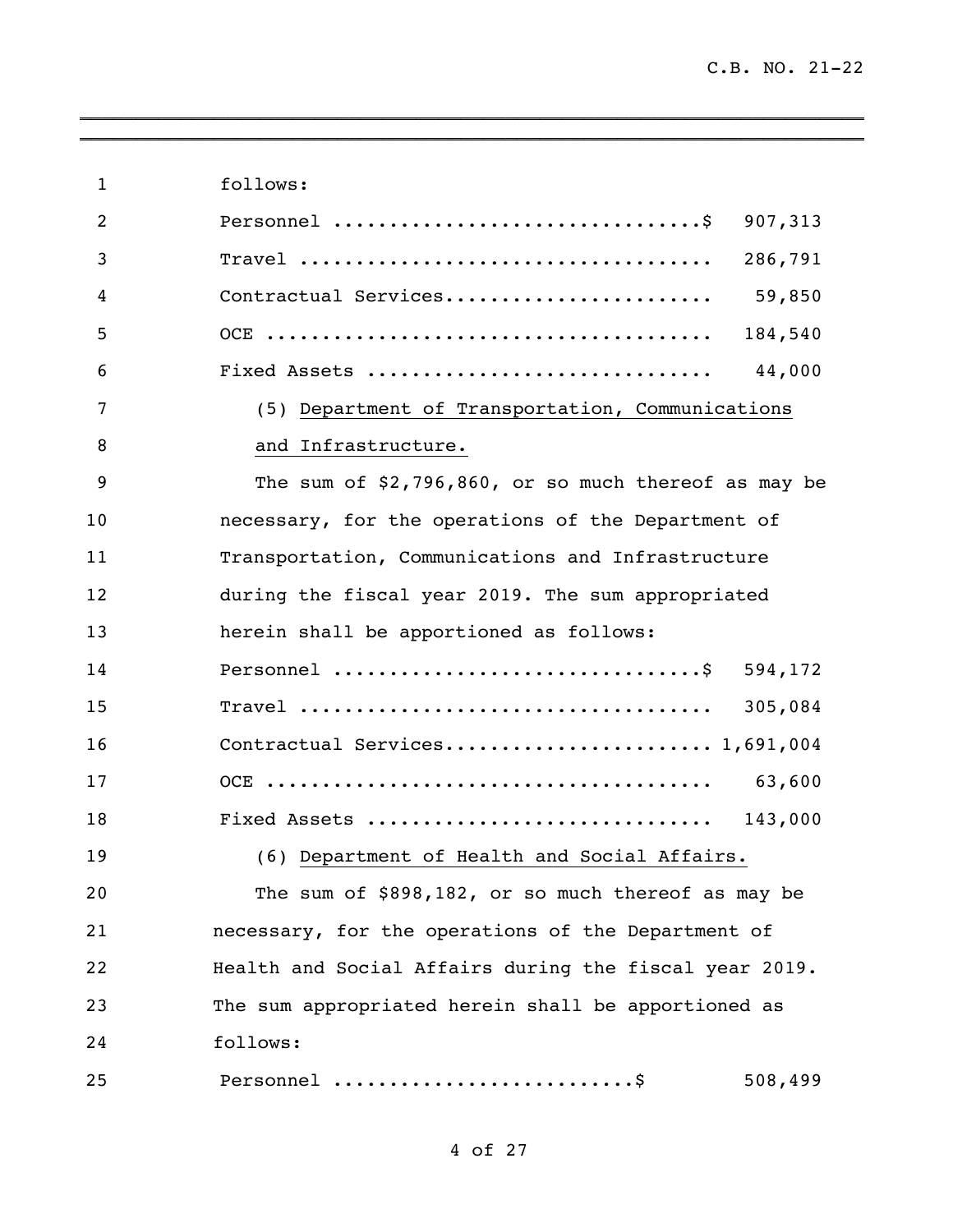follows:

| | |
|---|---|
| Personnel | $ 907,313 |
| Travel | 286,791 |
| Contractual Services | 59,850 |
| OCE | 184,540 |
| Fixed Assets | 44,000 |

(5) Department of Transportation, Communications and Infrastructure.

The sum of $2,796,860, or so much thereof as may be necessary, for the operations of the Department of Transportation, Communications and Infrastructure during the fiscal year 2019. The sum appropriated herein shall be apportioned as follows:

| | |
|---|---|
| Personnel | $ 594,172 |
| Travel | 305,084 |
| Contractual Services | 1,691,004 |
| OCE | 63,600 |
| Fixed Assets | 143,000 |

(6) Department of Health and Social Affairs.

The sum of $898,182, or so much thereof as may be necessary, for the operations of the Department of Health and Social Affairs during the fiscal year 2019. The sum appropriated herein shall be apportioned as follows:

| | |
|---|---|
| Personnel | $ 508,499 |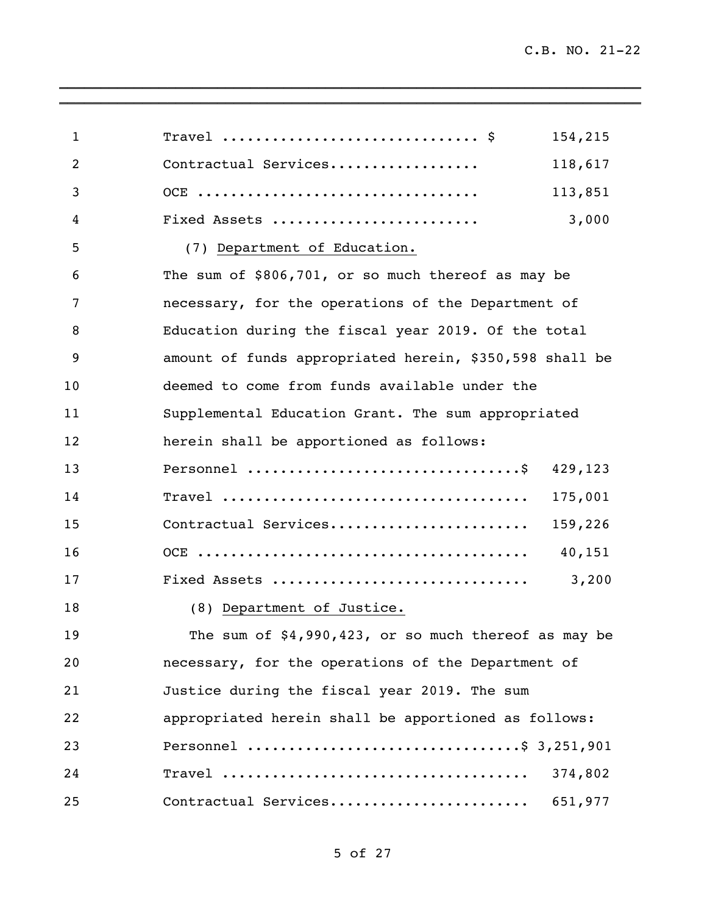| | |
|---|---|
| Travel | $ 154,215 |
| Contractual Services | 118,617 |
| OCE | 113,851 |
| Fixed Assets | 3,000 |

(7) Department of Education.

The sum of $806,701, or so much thereof as may be necessary, for the operations of the Department of Education during the fiscal year 2019. Of the total amount of funds appropriated herein, $350,598 shall be deemed to come from funds available under the Supplemental Education Grant. The sum appropriated herein shall be apportioned as follows:

| | |
|---|---|
| Personnel | $ 429,123 |
| Travel | 175,001 |
| Contractual Services | 159,226 |
| OCE | 40,151 |
| Fixed Assets | 3,200 |

(8) Department of Justice.

The sum of $4,990,423, or so much thereof as may be necessary, for the operations of the Department of Justice during the fiscal year 2019. The sum appropriated herein shall be apportioned as follows:

| | |
|---|---|
| Personnel | $ 3,251,901 |
| Travel | 374,802 |
| Contractual Services | 651,977 |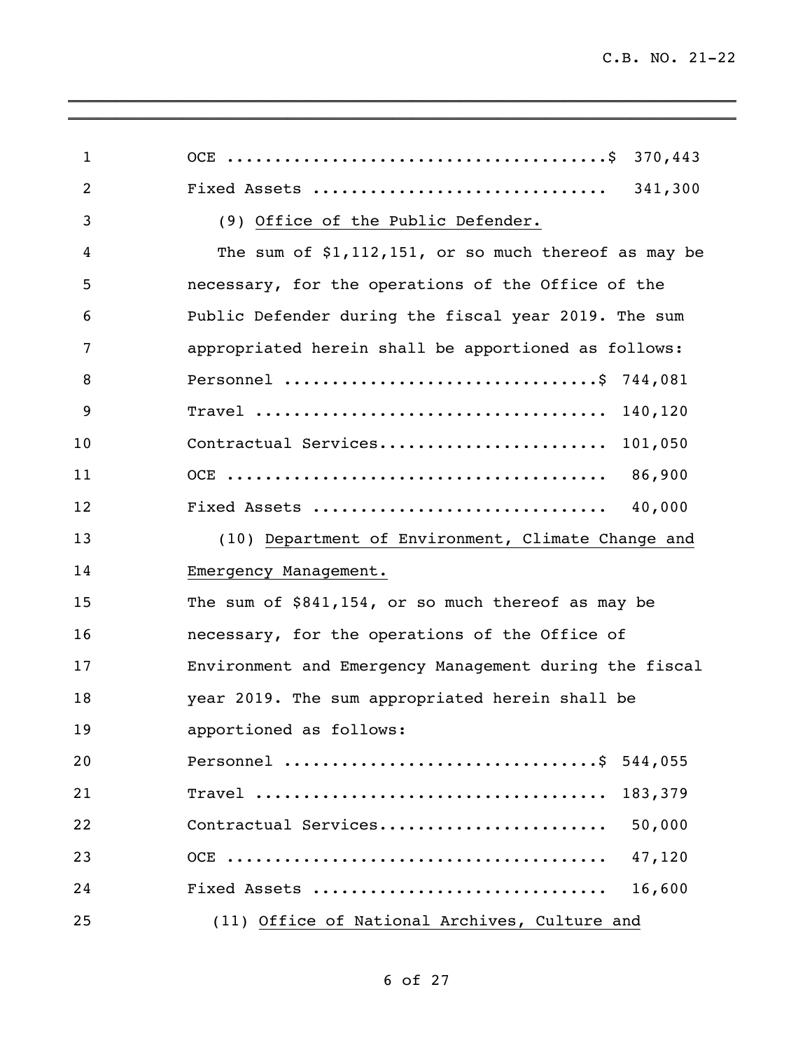OCE ........................................$ 370,443

Fixed Assets .............................. 341,300

(9) <u>Office of the Public Defender.</u>

The sum of $1,112,151, or so much thereof as may be necessary, for the operations of the Office of the Public Defender during the fiscal year 2019. The sum appropriated herein shall be apportioned as follows:

Personnel ................................$ 744,081

Travel .................................... 140,120

Contractual Services....................... 101,050

OCE ....................................... 86,900

Fixed Assets .............................. 40,000

(10) <u>Department of Environment, Climate Change and Emergency Management.</u>

The sum of $841,154, or so much thereof as may be necessary, for the operations of the Office of Environment and Emergency Management during the fiscal year 2019. The sum appropriated herein shall be apportioned as follows:

Personnel ................................$ 544,055

Travel .................................... 183,379

Contractual Services....................... 50,000

OCE ....................................... 47,120

Fixed Assets .............................. 16,600

(11) <u>Office of National Archives, Culture and</u>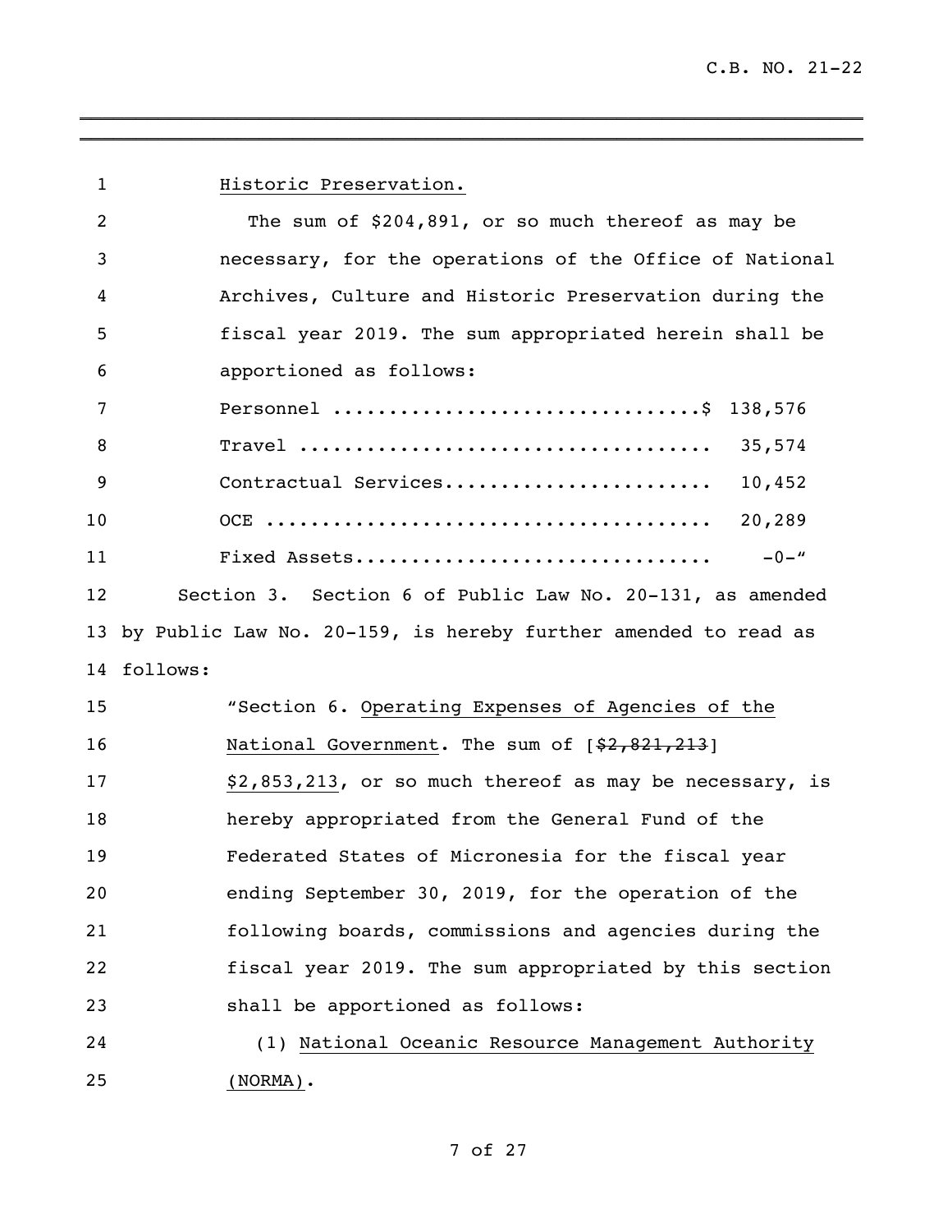Historic Preservation.

The sum of $204,891, or so much thereof as may be necessary, for the operations of the Office of National Archives, Culture and Historic Preservation during the fiscal year 2019. The sum appropriated herein shall be apportioned as follows:

| | |
|---|---|
| Personnel | $ 138,576 |
| Travel | 35,574 |
| Contractual Services | 10,452 |
| OCE | 20,289 |
| Fixed Assets | -0-" |

Section 3. Section 6 of Public Law No. 20-131, as amended by Public Law No. 20-159, is hereby further amended to read as follows:

"Section 6. Operating Expenses of Agencies of the National Government. The sum of [~~$2,821,213~~] $2,853,213, or so much thereof as may be necessary, is hereby appropriated from the General Fund of the Federated States of Micronesia for the fiscal year ending September 30, 2019, for the operation of the following boards, commissions and agencies during the fiscal year 2019. The sum appropriated by this section shall be apportioned as follows:

(1) National Oceanic Resource Management Authority (NORMA).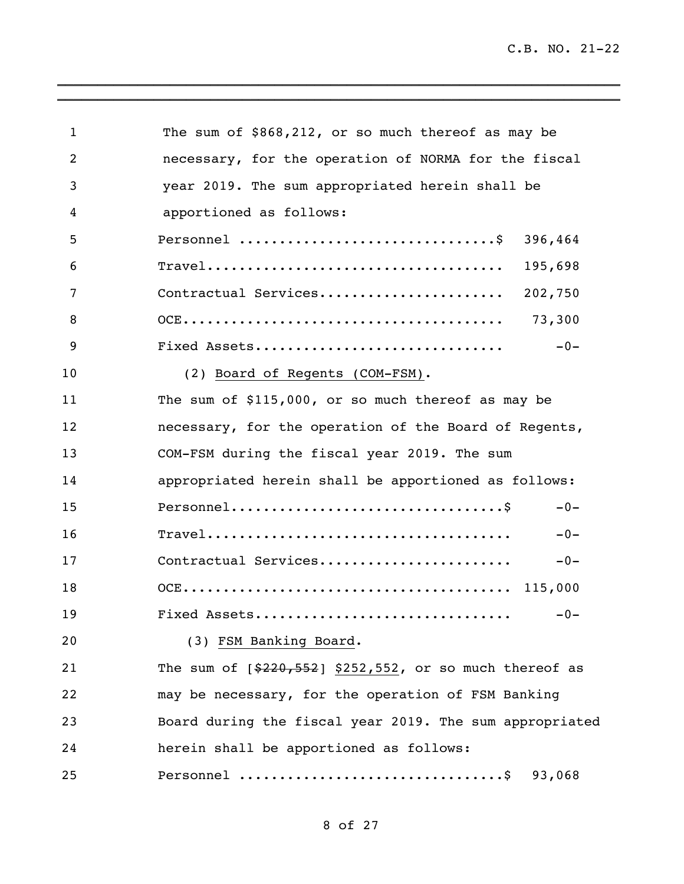The sum of $868,212, or so much thereof as may be necessary, for the operation of NORMA for the fiscal year 2019. The sum appropriated herein shall be apportioned as follows:

| | |
|---|---|
| Personnel ..............................$ | 396,464 |
| Travel.................................... | 195,698 |
| Contractual Services...................... | 202,750 |
| OCE....................................... | 73,300 |
| Fixed Assets.............................. | -0- |

(2) <u>Board of Regents (COM-FSM)</u>.

The sum of $115,000, or so much thereof as may be necessary, for the operation of the Board of Regents, COM-FSM during the fiscal year 2019. The sum appropriated herein shall be apportioned as follows:

| | |
|---|---|
| Personnel................................$ | -0- |
| Travel.................................... | -0- |
| Contractual Services...................... | -0- |
| OCE....................................... | 115,000 |
| Fixed Assets.............................. | -0- |

(3) <u>FSM Banking Board</u>.

The sum of [~~$220,552~~] <u>$252,552</u>, or so much thereof as may be necessary, for the operation of FSM Banking Board during the fiscal year 2019. The sum appropriated herein shall be apportioned as follows:

| | |
|---|---|
| Personnel ...............................$ | 93,068 |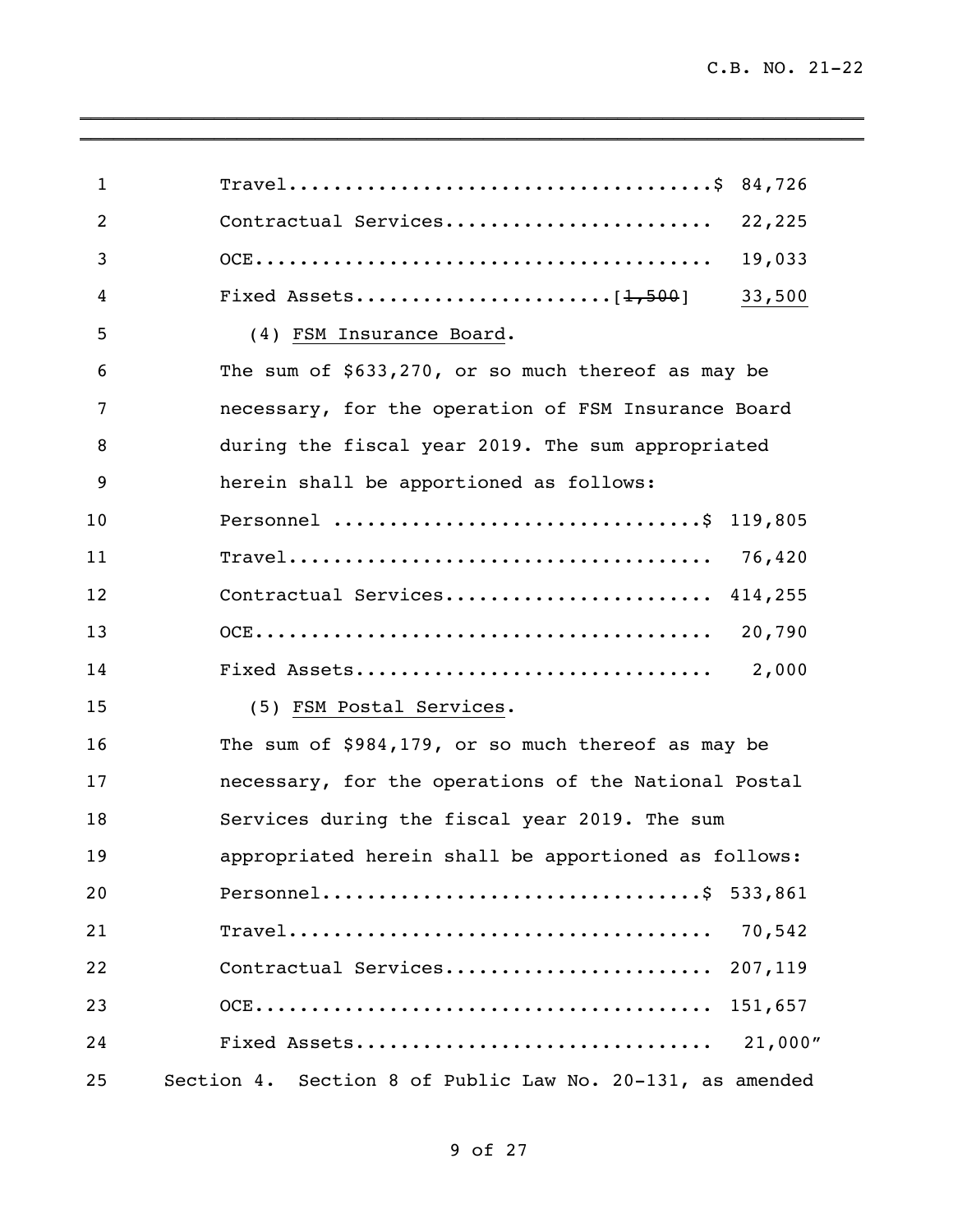Travel.....................................$ 84,726

Contractual Services.......................  22,225

OCE........................................  19,033

Fixed Assets.......................[~~1,500~~]  <u>33,500</u>

(4) <u>FSM Insurance Board</u>.

The sum of $633,270, or so much thereof as may be necessary, for the operation of FSM Insurance Board during the fiscal year 2019. The sum appropriated herein shall be apportioned as follows:

Personnel ................................$ 119,805

Travel.....................................  76,420

Contractual Services....................... 414,255

OCE........................................  20,790

Fixed Assets...............................   2,000

(5) <u>FSM Postal Services</u>.

The sum of $984,179, or so much thereof as may be necessary, for the operations of the National Postal Services during the fiscal year 2019. The sum appropriated herein shall be apportioned as follows:

Personnel.................................$ 533,861

Travel.....................................  70,542

Contractual Services....................... 207,119

OCE........................................ 151,657

Fixed Assets...............................  21,000"

Section 4. Section 8 of Public Law No. 20-131, as amended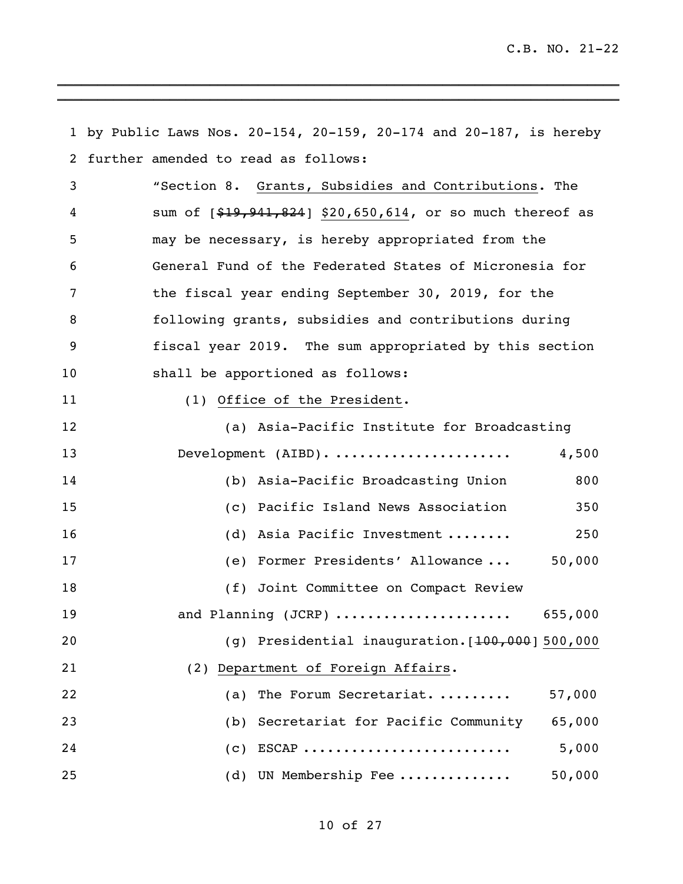by Public Laws Nos. 20-154, 20-159, 20-174 and 20-187, is hereby further amended to read as follows:

"Section 8. Grants, Subsidies and Contributions. The sum of [~~$19,941,824~~] $20,650,614, or so much thereof as may be necessary, is hereby appropriated from the General Fund of the Federated States of Micronesia for the fiscal year ending September 30, 2019, for the following grants, subsidies and contributions during fiscal year 2019. The sum appropriated by this section shall be apportioned as follows:

(1) Office of the President.

| | |
|---|---|
| (a) Asia-Pacific Institute for Broadcasting Development (AIBD). .................... | 4,500 |
| (b) Asia-Pacific Broadcasting Union | 800 |
| (c) Pacific Island News Association | 350 |
| (d) Asia Pacific Investment ........ | 250 |
| (e) Former Presidents' Allowance ... | 50,000 |
| (f) Joint Committee on Compact Review and Planning (JCRP) .................... | 655,000 |
| (g) Presidential inauguration. | [~~100,000~~] 500,000 |

(2) Department of Foreign Affairs.

| | |
|---|---|
| (a) The Forum Secretariat. ........ | 57,000 |
| (b) Secretariat for Pacific Community | 65,000 |
| (c) ESCAP ........................ | 5,000 |
| (d) UN Membership Fee ............. | 50,000 |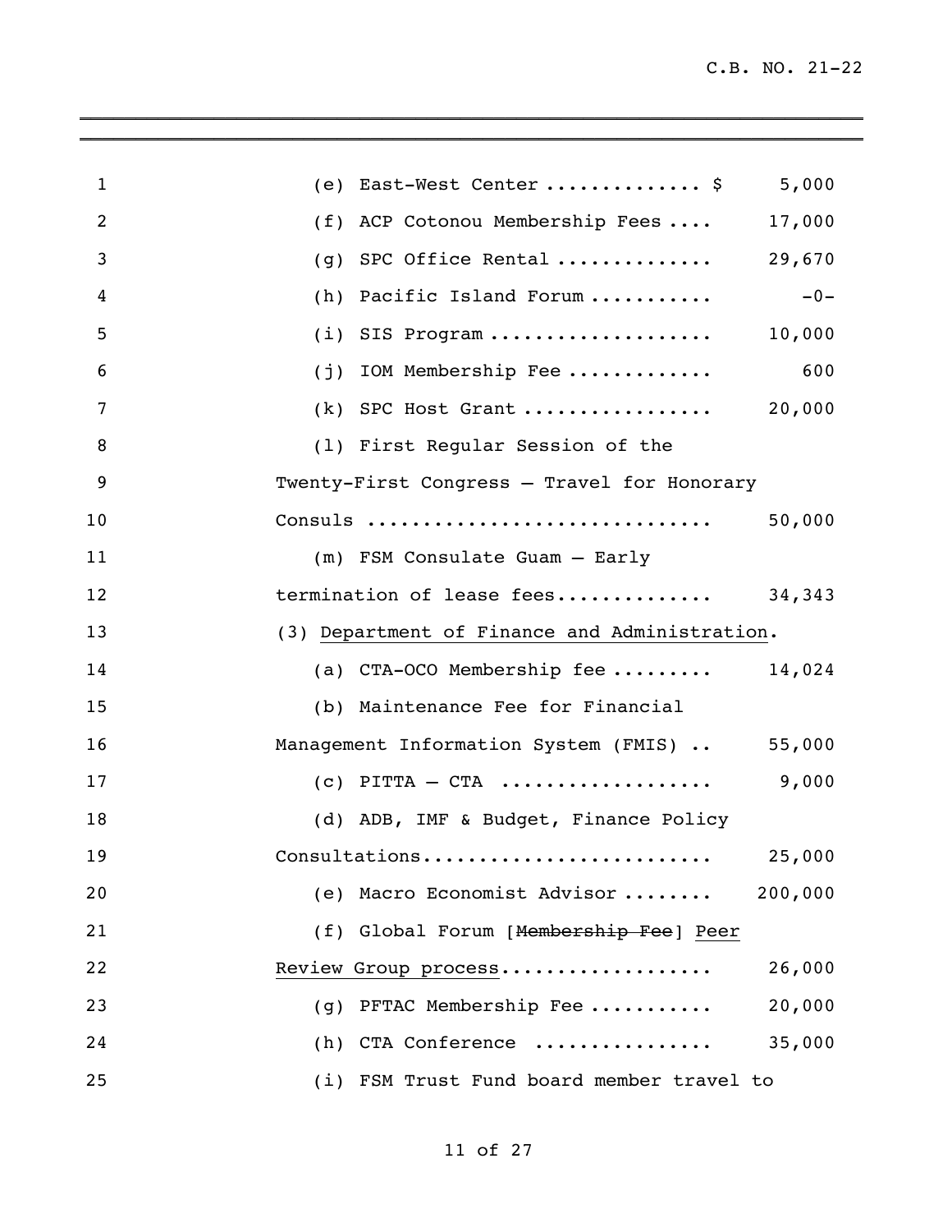(e) East-West Center .............. $ 5,000

(f) ACP Cotonou Membership Fees .... 17,000

(g) SPC Office Rental .............. 29,670

(h) Pacific Island Forum ........... -0-

(i) SIS Program .................... 10,000

(j) IOM Membership Fee ............. 600

(k) SPC Host Grant ................. 20,000

(l) First Regular Session of the Twenty-First Congress – Travel for Honorary Consuls .............................. 50,000

(m) FSM Consulate Guam – Early termination of lease fees.............. 34,343

(3) Department of Finance and Administration.

(a) CTA-OCO Membership fee ......... 14,024

(b) Maintenance Fee for Financial Management Information System (FMIS) .. 55,000

(c) PITTA – CTA ................... 9,000

(d) ADB, IMF & Budget, Finance Policy Consultations......................... 25,000

(e) Macro Economist Advisor ........ 200,000

(f) Global Forum [~~Membership Fee~~] Peer Review Group process.................. 26,000

(g) PFTAC Membership Fee ........... 20,000

(h) CTA Conference ................ 35,000

(i) FSM Trust Fund board member travel to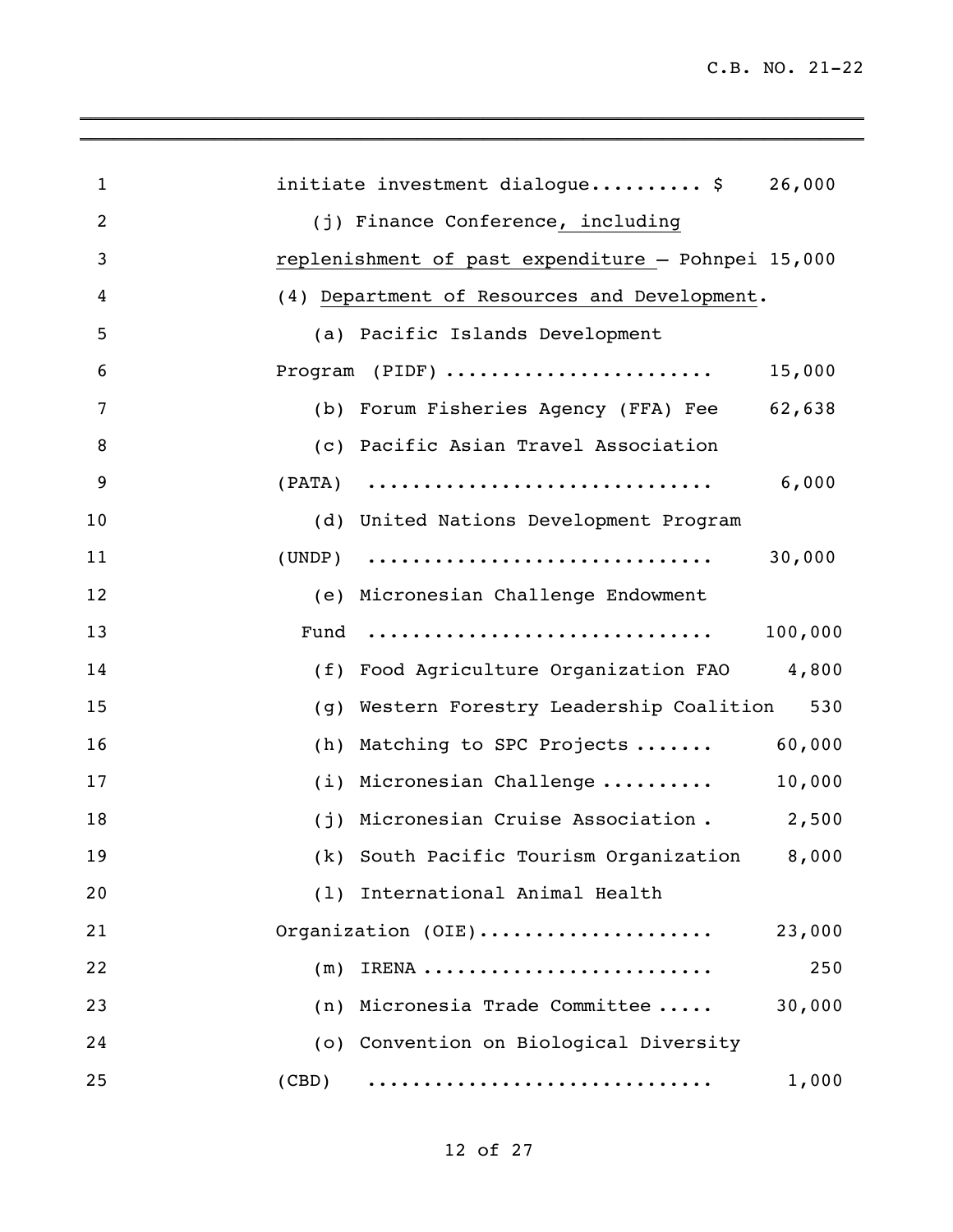initiate investment dialogue.......... $ 26,000

(j) Finance Conference, including replenishment of past expenditure – Pohnpei 15,000

(4) Department of Resources and Development.

| Item | Amount |
|---|---|
| (a) Pacific Islands Development Program (PIDF) | 15,000 |
| (b) Forum Fisheries Agency (FFA) Fee | 62,638 |
| (c) Pacific Asian Travel Association (PATA) | 6,000 |
| (d) United Nations Development Program (UNDP) | 30,000 |
| (e) Micronesian Challenge Endowment Fund | 100,000 |
| (f) Food Agriculture Organization FAO | 4,800 |
| (g) Western Forestry Leadership Coalition | 530 |
| (h) Matching to SPC Projects | 60,000 |
| (i) Micronesian Challenge | 10,000 |
| (j) Micronesian Cruise Association | 2,500 |
| (k) South Pacific Tourism Organization | 8,000 |
| (l) International Animal Health Organization (OIE) | 23,000 |
| (m) IRENA | 250 |
| (n) Micronesia Trade Committee | 30,000 |
| (o) Convention on Biological Diversity (CBD) | 1,000 |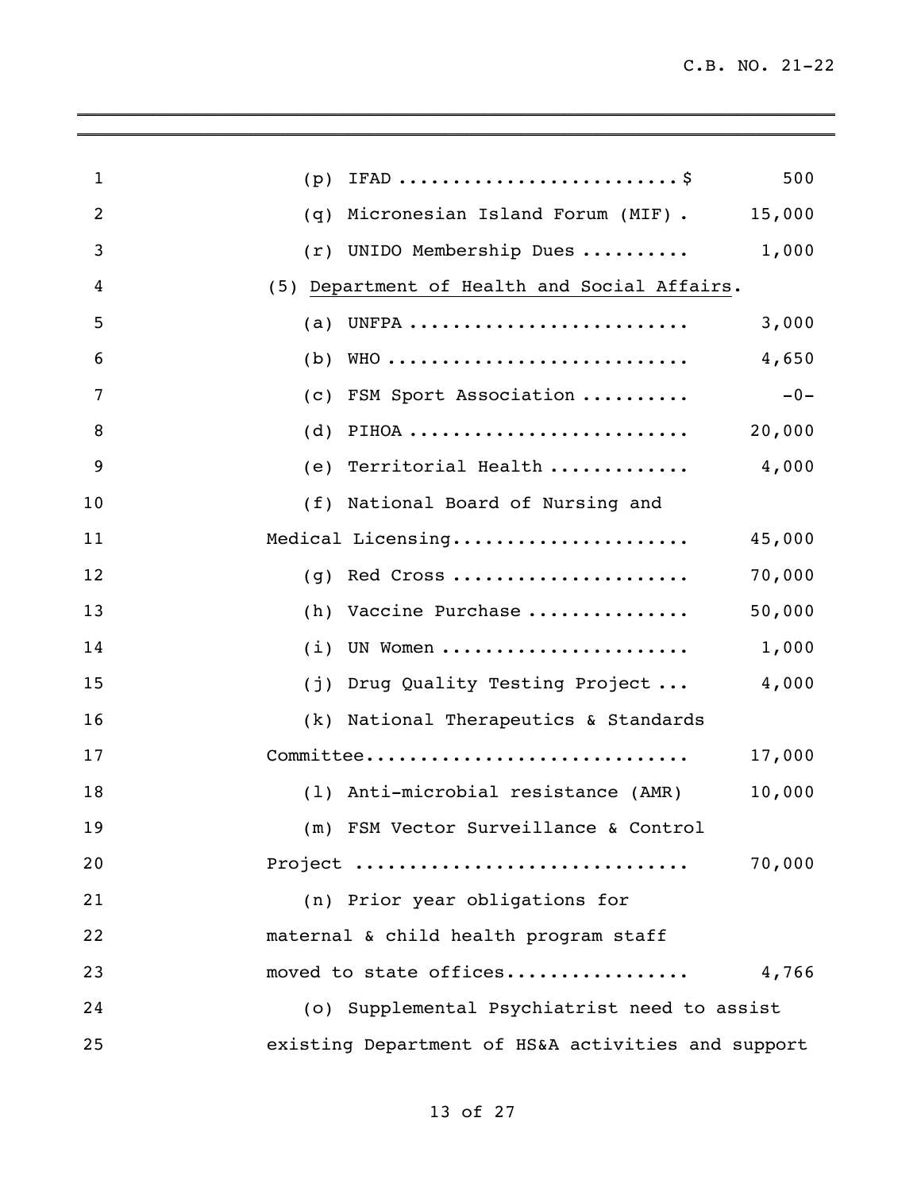(p) IFAD .......................... $ 500

(q) Micronesian Island Forum (MIF) . 15,000

(r) UNIDO Membership Dues .......... 1,000

(5) Department of Health and Social Affairs.

(a) UNFPA .......................... 3,000

(b) WHO ............................ 4,650

(c) FSM Sport Association .......... -0-

(d) PIHOA .......................... 20,000

(e) Territorial Health ............. 4,000

(f) National Board of Nursing and Medical Licensing...................... 45,000

(g) Red Cross ...................... 70,000

(h) Vaccine Purchase ............... 50,000

(i) UN Women ....................... 1,000

(j) Drug Quality Testing Project ... 4,000

(k) National Therapeutics & Standards Committee............................. 17,000

(l) Anti-microbial resistance (AMR) 10,000

(m) FSM Vector Surveillance & Control Project .............................. 70,000

(n) Prior year obligations for maternal & child health program staff moved to state offices................ 4,766

(o) Supplemental Psychiatrist need to assist existing Department of HS&A activities and support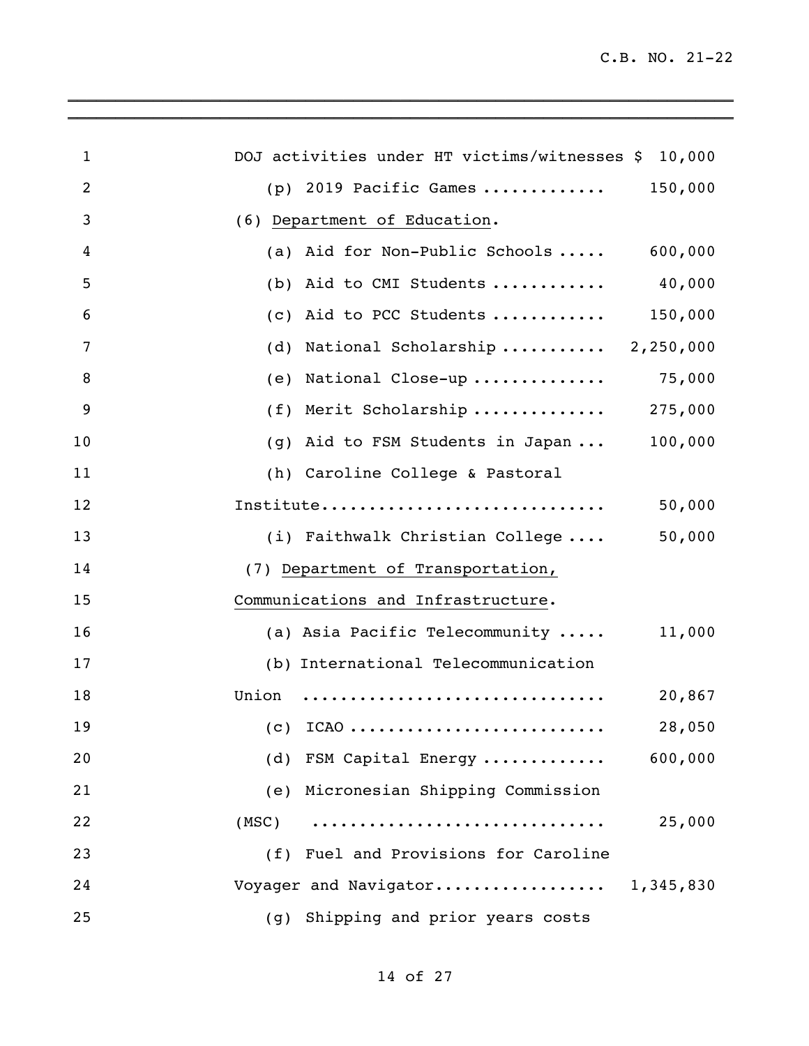DOJ activities under HT victims/witnesses $ 10,000

(p) 2019 Pacific Games ............ 150,000

(6) Department of Education.

(a) Aid for Non-Public Schools ..... 600,000

(b) Aid to CMI Students ........... 40,000

(c) Aid to PCC Students ............ 150,000

(d) National Scholarship .......... 2,250,000

(e) National Close-up ............. 75,000

(f) Merit Scholarship ............. 275,000

(g) Aid to FSM Students in Japan ... 100,000

(h) Caroline College & Pastoral Institute............................ 50,000

(i) Faithwalk Christian College .... 50,000

(7) Department of Transportation, Communications and Infrastructure.

(a) Asia Pacific Telecommunity ..... 11,000

(b) International Telecommunication Union .............................. 20,867

(c) ICAO ......................... 28,050

(d) FSM Capital Energy ............ 600,000

(e) Micronesian Shipping Commission (MSC) ............................ 25,000

(f) Fuel and Provisions for Caroline Voyager and Navigator................. 1,345,830

(g) Shipping and prior years costs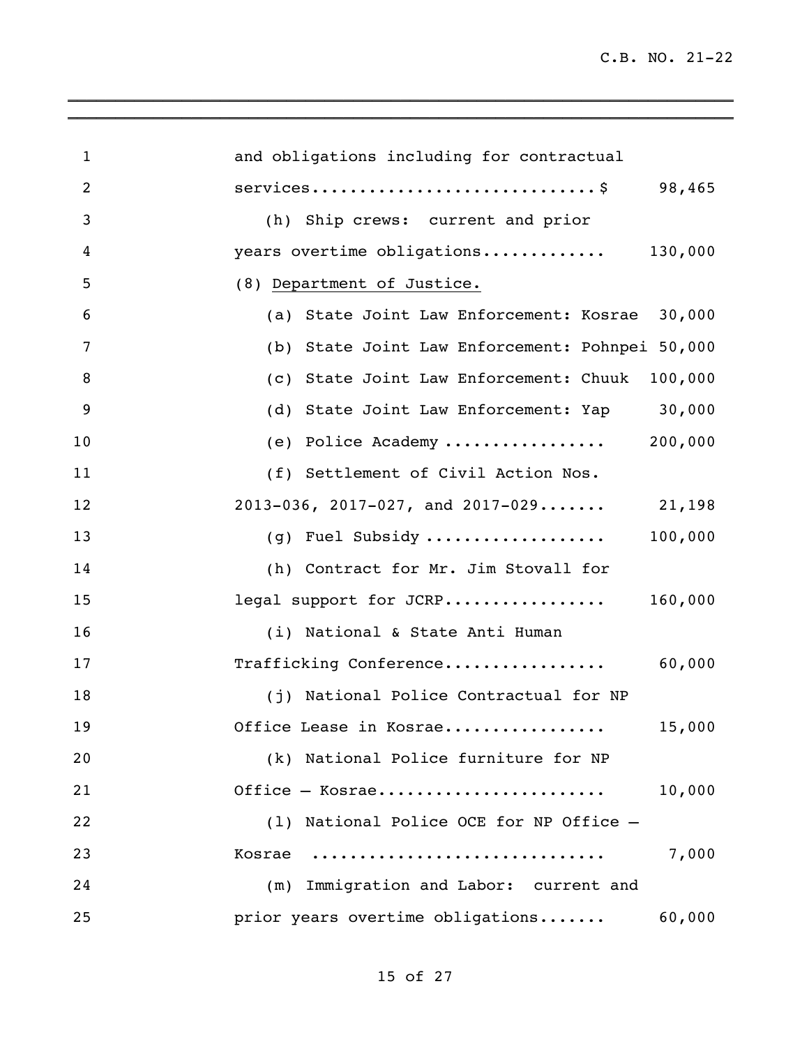and obligations including for contractual services..............................$ 98,465

(h) Ship crews: current and prior years overtime obligations............. 130,000

(8) Department of Justice.

(a) State Joint Law Enforcement: Kosrae 30,000

(b) State Joint Law Enforcement: Pohnpei 50,000

(c) State Joint Law Enforcement: Chuuk 100,000

(d) State Joint Law Enforcement: Yap 30,000

(e) Police Academy ................. 200,000

(f) Settlement of Civil Action Nos. 2013-036, 2017-027, and 2017-029....... 21,198

(g) Fuel Subsidy ................... 100,000

(h) Contract for Mr. Jim Stovall for legal support for JCRP................. 160,000

(i) National & State Anti Human Trafficking Conference................. 60,000

(j) National Police Contractual for NP Office Lease in Kosrae................. 15,000

(k) National Police furniture for NP Office – Kosrae....................... 10,000

(l) National Police OCE for NP Office – Kosrae ............................. 7,000

(m) Immigration and Labor: current and prior years overtime obligations....... 60,000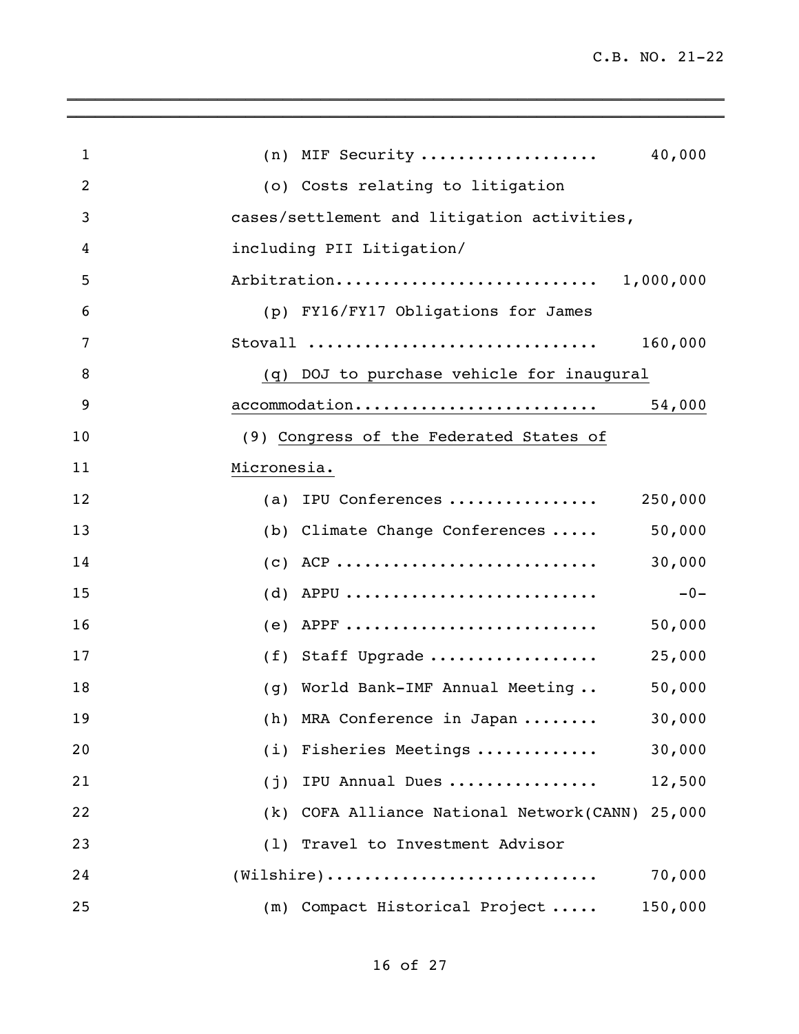(n) MIF Security .................. 40,000

(o) Costs relating to litigation cases/settlement and litigation activities, including PII Litigation/ Arbitration........................... 1,000,000

(p) FY16/FY17 Obligations for James Stovall .............................. 160,000

<u>(q) DOJ to purchase vehicle for inaugural accommodation......................... 54,000</u>

(9) <u>Congress of the Federated States of Micronesia.</u>

(a) IPU Conferences ................ 250,000

(b) Climate Change Conferences ..... 50,000

(c) ACP ........................... 30,000

(d) APPU .......................... -0-

(e) APPF .......................... 50,000

(f) Staff Upgrade .................. 25,000

(g) World Bank-IMF Annual Meeting .. 50,000

(h) MRA Conference in Japan ........ 30,000

(i) Fisheries Meetings ............ 30,000

(j) IPU Annual Dues ................ 12,500

(k) COFA Alliance National Network(CANN) 25,000

(l) Travel to Investment Advisor (Wilshire)........................... 70,000

(m) Compact Historical Project ..... 150,000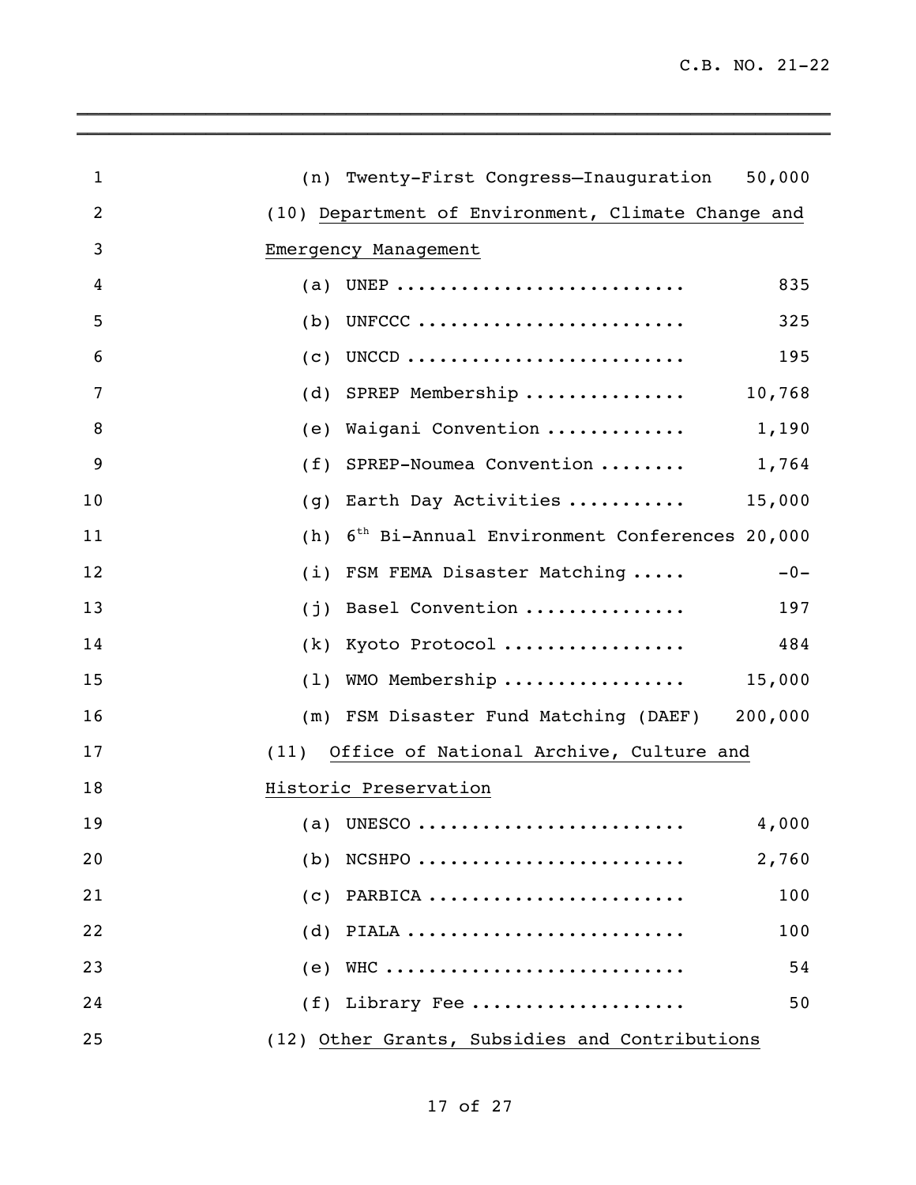(n) Twenty-First Congress—Inauguration 50,000

(10) Department of Environment, Climate Change and Emergency Management

(a) UNEP .......................... 835

(b) UNFCCC ........................ 325

(c) UNCCD ......................... 195

(d) SPREP Membership .............. 10,768

(e) Waigani Convention ............ 1,190

(f) SPREP-Noumea Convention ........ 1,764

(g) Earth Day Activities .......... 15,000

(h) 6th Bi-Annual Environment Conferences 20,000

(i) FSM FEMA Disaster Matching ..... -0-

(j) Basel Convention .............. 197

(k) Kyoto Protocol ................ 484

(l) WMO Membership ................ 15,000

(m) FSM Disaster Fund Matching (DAEF) 200,000

(11) Office of National Archive, Culture and Historic Preservation

(a) UNESCO ........................ 4,000

(b) NCSHPO ........................ 2,760

(c) PARBICA ....................... 100

(d) PIALA ......................... 100

(e) WHC ........................... 54

(f) Library Fee ................... 50

(12) Other Grants, Subsidies and Contributions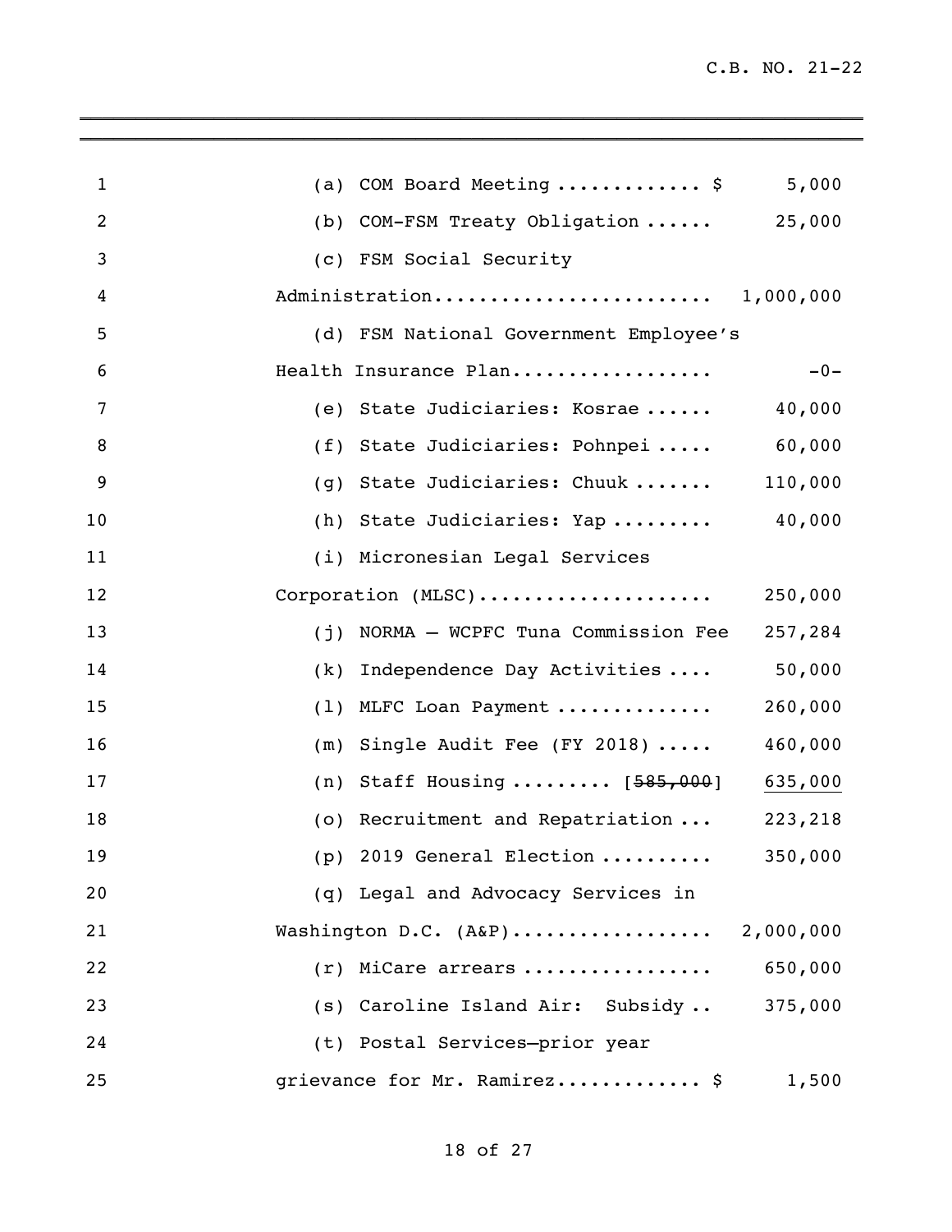(a) COM Board Meeting ............ $ 5,000

(b) COM-FSM Treaty Obligation ...... 25,000

(c) FSM Social Security Administration........................ 1,000,000

(d) FSM National Government Employee's Health Insurance Plan................. -0-

(e) State Judiciaries: Kosrae ...... 40,000

(f) State Judiciaries: Pohnpei ..... 60,000

(g) State Judiciaries: Chuuk ....... 110,000

(h) State Judiciaries: Yap ......... 40,000

(i) Micronesian Legal Services Corporation (MLSC).................... 250,000

(j) NORMA – WCPFC Tuna Commission Fee 257,284

(k) Independence Day Activities .... 50,000

(l) MLFC Loan Payment ............. 260,000

(m) Single Audit Fee (FY 2018) ..... 460,000

(n) Staff Housing ......... [~~585,000~~] <u>635,000</u>

(o) Recruitment and Repatriation ... 223,218

(p) 2019 General Election .......... 350,000

(q) Legal and Advocacy Services in Washington D.C. (A&P)................. 2,000,000

(r) MiCare arrears ................ 650,000

(s) Caroline Island Air: Subsidy .. 375,000

(t) Postal Services–prior year grievance for Mr. Ramirez............ $ 1,500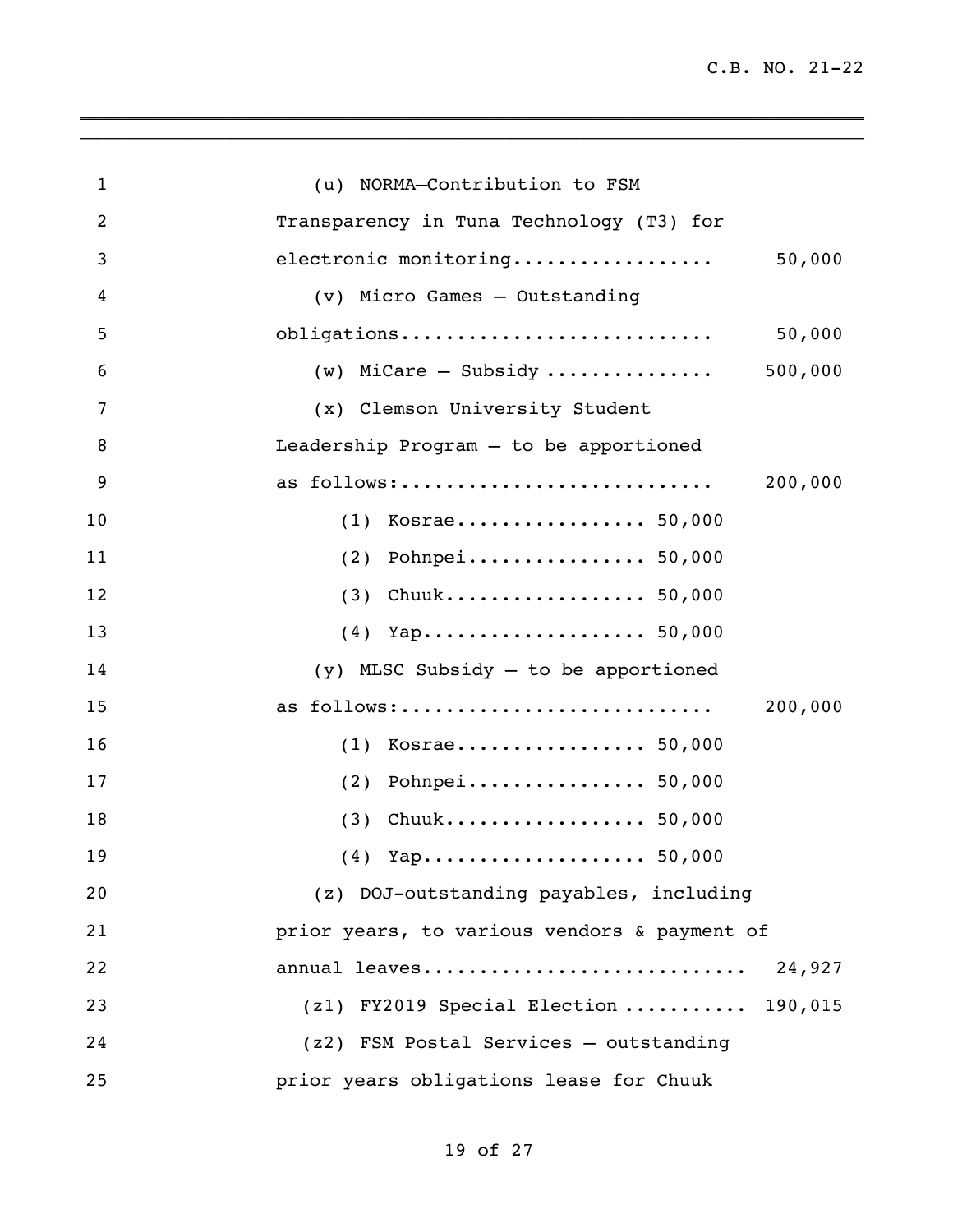(u) NORMA—Contribution to FSM Transparency in Tuna Technology (T3) for electronic monitoring.................. 50,000

(v) Micro Games – Outstanding obligations............................ 50,000

(w) MiCare – Subsidy ............... 500,000

(x) Clemson University Student Leadership Program – to be apportioned as follows:............................ 200,000

(1) Kosrae................. 50,000

(2) Pohnpei................ 50,000

(3) Chuuk.................. 50,000

(4) Yap.................... 50,000

(y) MLSC Subsidy – to be apportioned as follows:............................ 200,000

(1) Kosrae................. 50,000

(2) Pohnpei................ 50,000

(3) Chuuk.................. 50,000

(4) Yap.................... 50,000

(z) DOJ-outstanding payables, including prior years, to various vendors & payment of annual leaves............................. 24,927

(z1) FY2019 Special Election ........... 190,015

(z2) FSM Postal Services – outstanding prior years obligations lease for Chuuk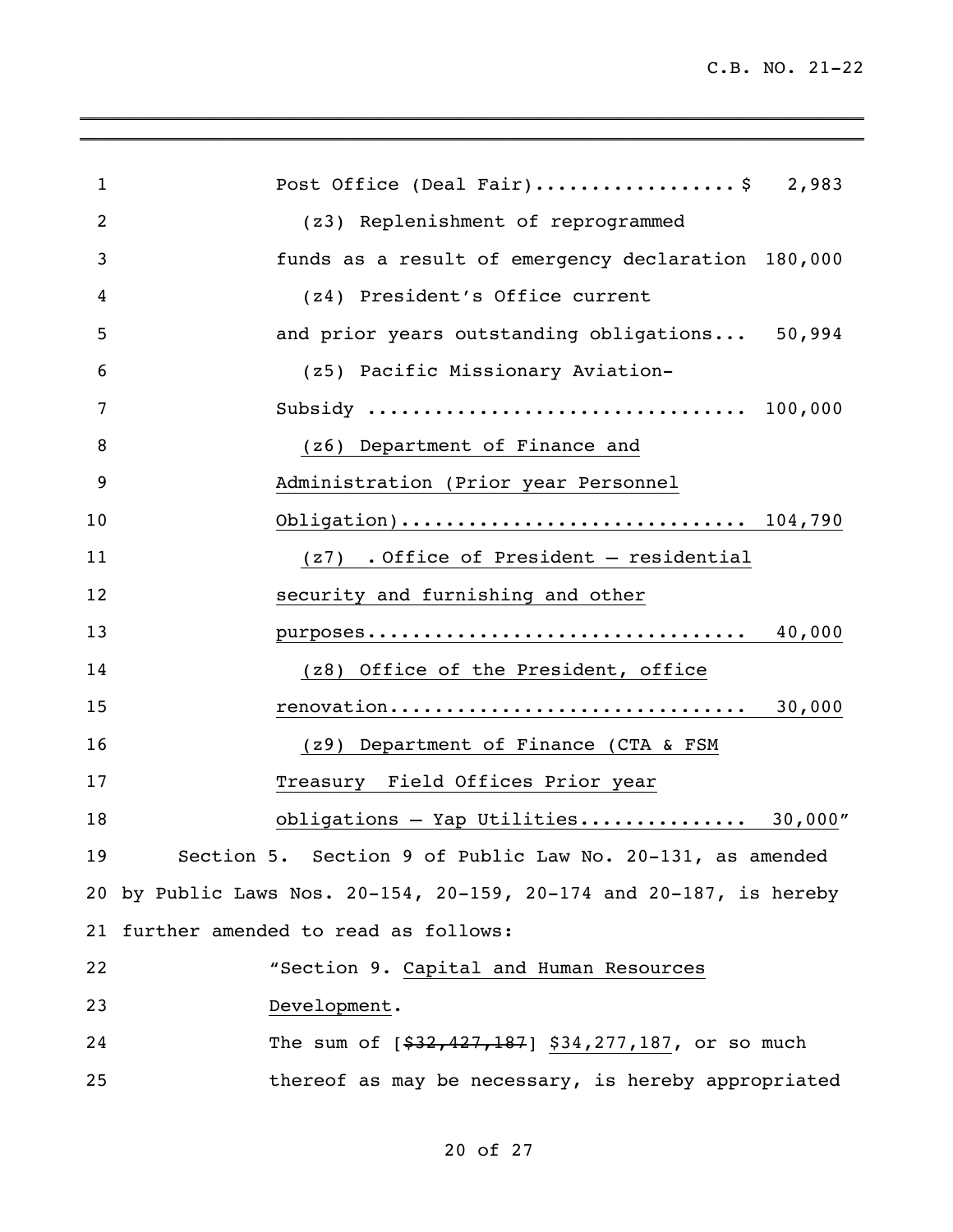Post Office (Deal Fair).................$ 2,983

(z3) Replenishment of reprogrammed funds as a result of emergency declaration 180,000

(z4) President's Office current and prior years outstanding obligations... 50,994

(z5) Pacific Missionary Aviation-Subsidy ................................ 100,000

(z6) Department of Finance and Administration (Prior year Personnel Obligation)............................. 104,790

(z7) . Office of President – residential security and furnishing and other purposes................................. 40,000

(z8) Office of the President, office renovation.............................. 30,000

(z9) Department of Finance (CTA & FSM Treasury Field Offices Prior year obligations – Yap Utilities.............. 30,000"

Section 5. Section 9 of Public Law No. 20-131, as amended by Public Laws Nos. 20-154, 20-159, 20-174 and 20-187, is hereby further amended to read as follows:

"Section 9. Capital and Human Resources Development.

The sum of [~~$32,427,187~~] $34,277,187, or so much thereof as may be necessary, is hereby appropriated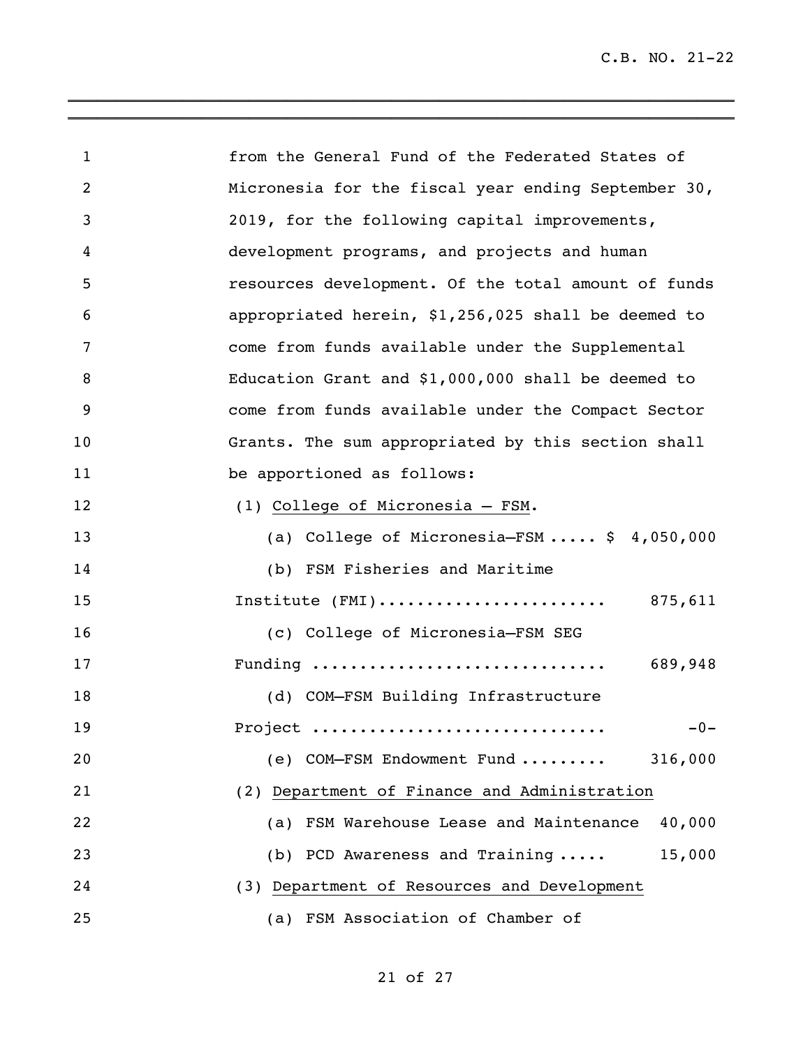from the General Fund of the Federated States of Micronesia for the fiscal year ending September 30, 2019, for the following capital improvements, development programs, and projects and human resources development. Of the total amount of funds appropriated herein, $1,256,025 shall be deemed to come from funds available under the Supplemental Education Grant and $1,000,000 shall be deemed to come from funds available under the Compact Sector Grants. The sum appropriated by this section shall be apportioned as follows:

(1) College of Micronesia – FSM.

(a) College of Micronesia–FSM ..... $ 4,050,000

(b) FSM Fisheries and Maritime Institute (FMI)........................ 875,611

(c) College of Micronesia–FSM SEG Funding .............................. 689,948

(d) COM–FSM Building Infrastructure Project .............................. -0-

(e) COM–FSM Endowment Fund ......... 316,000

(2) Department of Finance and Administration

(a) FSM Warehouse Lease and Maintenance 40,000

(b) PCD Awareness and Training ..... 15,000

(3) Department of Resources and Development

(a) FSM Association of Chamber of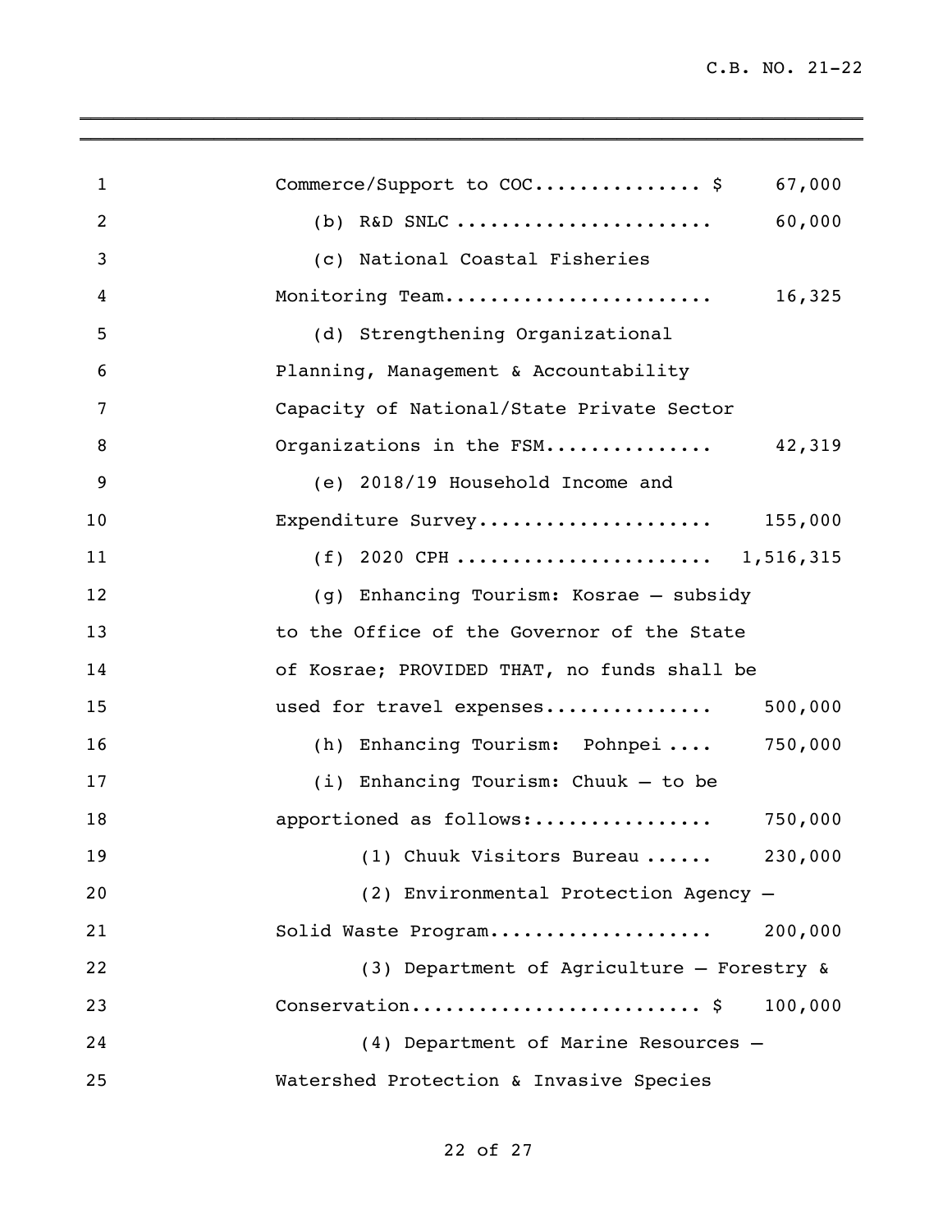Commerce/Support to COC............... $ 67,000

(b) R&D SNLC ...................... 60,000

(c) National Coastal Fisheries Monitoring Team....................... 16,325

(d) Strengthening Organizational Planning, Management & Accountability Capacity of National/State Private Sector Organizations in the FSM............... 42,319

(e) 2018/19 Household Income and Expenditure Survey.................... 155,000

(f) 2020 CPH ...................... 1,516,315

(g) Enhancing Tourism: Kosrae – subsidy to the Office of the Governor of the State of Kosrae; PROVIDED THAT, no funds shall be used for travel expenses............... 500,000

(h) Enhancing Tourism: Pohnpei .... 750,000

(i) Enhancing Tourism: Chuuk – to be apportioned as follows:................ 750,000

(1) Chuuk Visitors Bureau ...... 230,000

(2) Environmental Protection Agency – Solid Waste Program................... 200,000

(3) Department of Agriculture – Forestry & Conservation........................ $ 100,000

(4) Department of Marine Resources – Watershed Protection & Invasive Species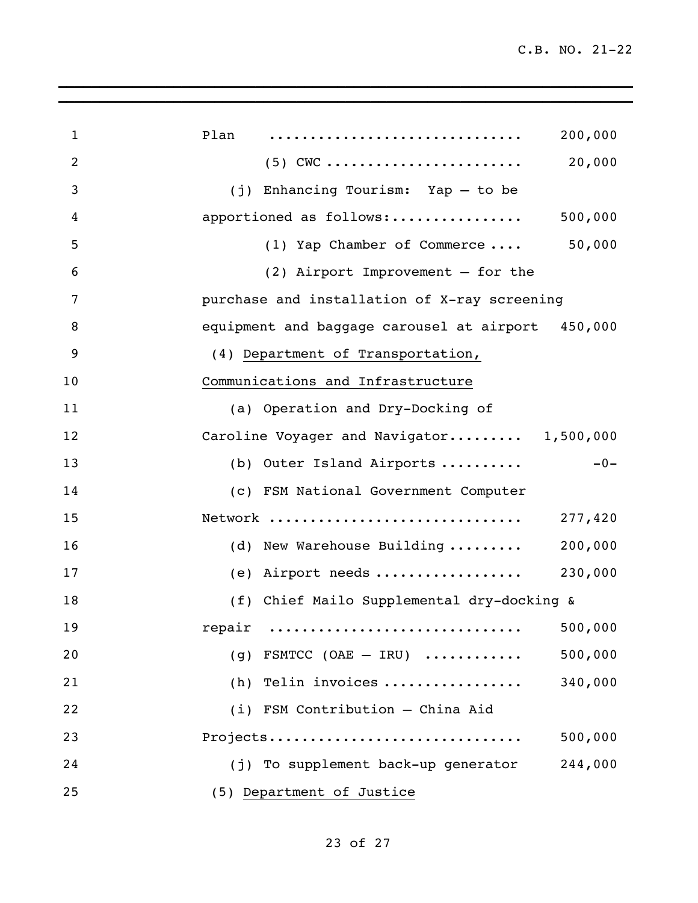Plan .............................. 200,000

(5) CWC ........................ 20,000

(j) Enhancing Tourism: Yap – to be apportioned as follows:................ 500,000

(1) Yap Chamber of Commerce .... 50,000

(2) Airport Improvement – for the purchase and installation of X-ray screening equipment and baggage carousel at airport 450,000

(4) <u>Department of Transportation, Communications and Infrastructure</u>

(a) Operation and Dry-Docking of Caroline Voyager and Navigator......... 1,500,000

(b) Outer Island Airports .......... -0-

(c) FSM National Government Computer Network .............................. 277,420

(d) New Warehouse Building ......... 200,000

(e) Airport needs .................. 230,000

(f) Chief Mailo Supplemental dry-docking & repair .............................. 500,000

(g) FSMTCC (OAE – IRU) ........... 500,000

(h) Telin invoices ................. 340,000

(i) FSM Contribution – China Aid Projects.............................. 500,000

(j) To supplement back-up generator 244,000

(5) <u>Department of Justice</u>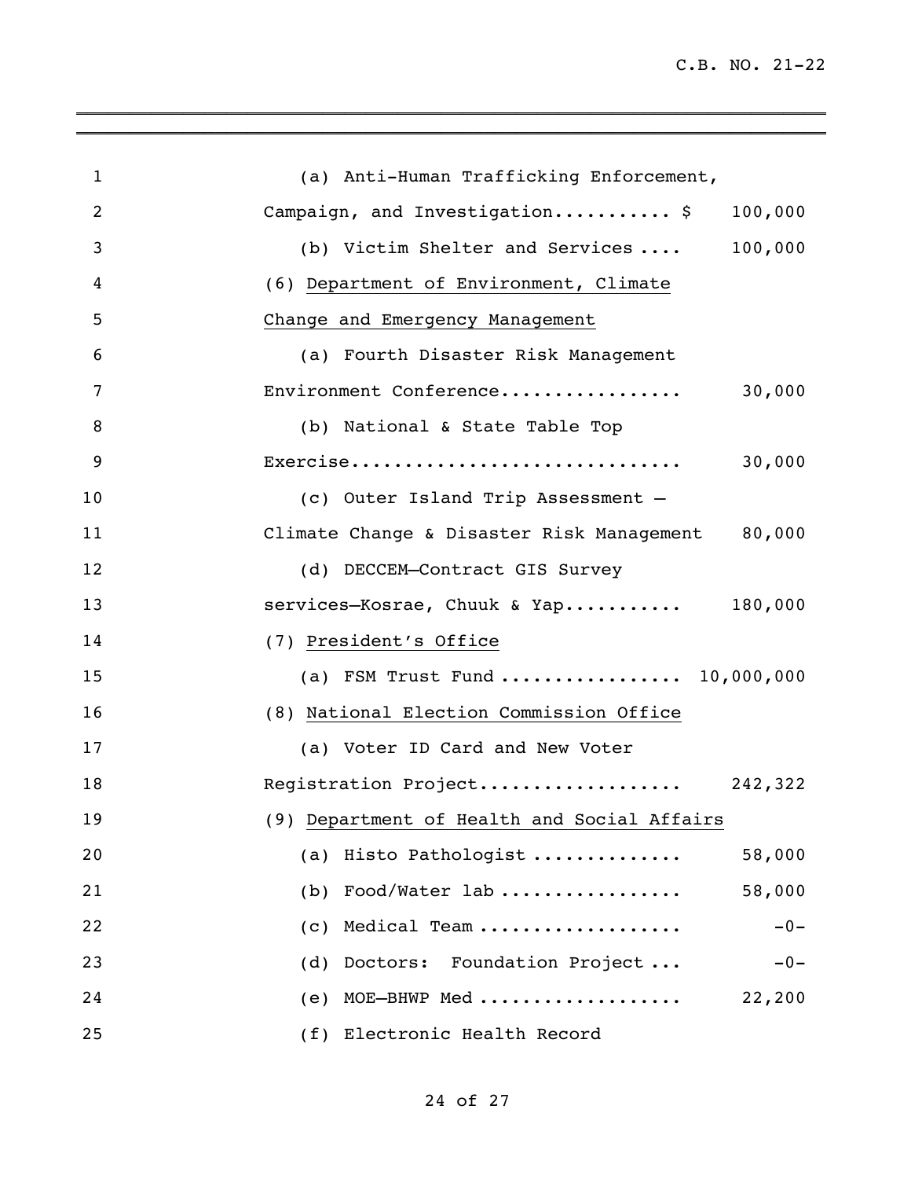(a) Anti-Human Trafficking Enforcement, Campaign, and Investigation........... $ 100,000

(b) Victim Shelter and Services .... 100,000

(6) <u>Department of Environment, Climate Change and Emergency Management</u>

(a) Fourth Disaster Risk Management Environment Conference................. 30,000

(b) National & State Table Top Exercise............................... 30,000

(c) Outer Island Trip Assessment – Climate Change & Disaster Risk Management 80,000

(d) DECCEM–Contract GIS Survey services–Kosrae, Chuuk & Yap........... 180,000

(7) <u>President's Office</u>

(a) FSM Trust Fund ................. 10,000,000

(8) <u>National Election Commission Office</u>

(a) Voter ID Card and New Voter Registration Project................... 242,322

(9) <u>Department of Health and Social Affairs</u>

(a) Histo Pathologist ............. 58,000

(b) Food/Water lab ................. 58,000

(c) Medical Team ................... -0-

(d) Doctors: Foundation Project ... -0-

(e) MOE–BHWP Med ................... 22,200

(f) Electronic Health Record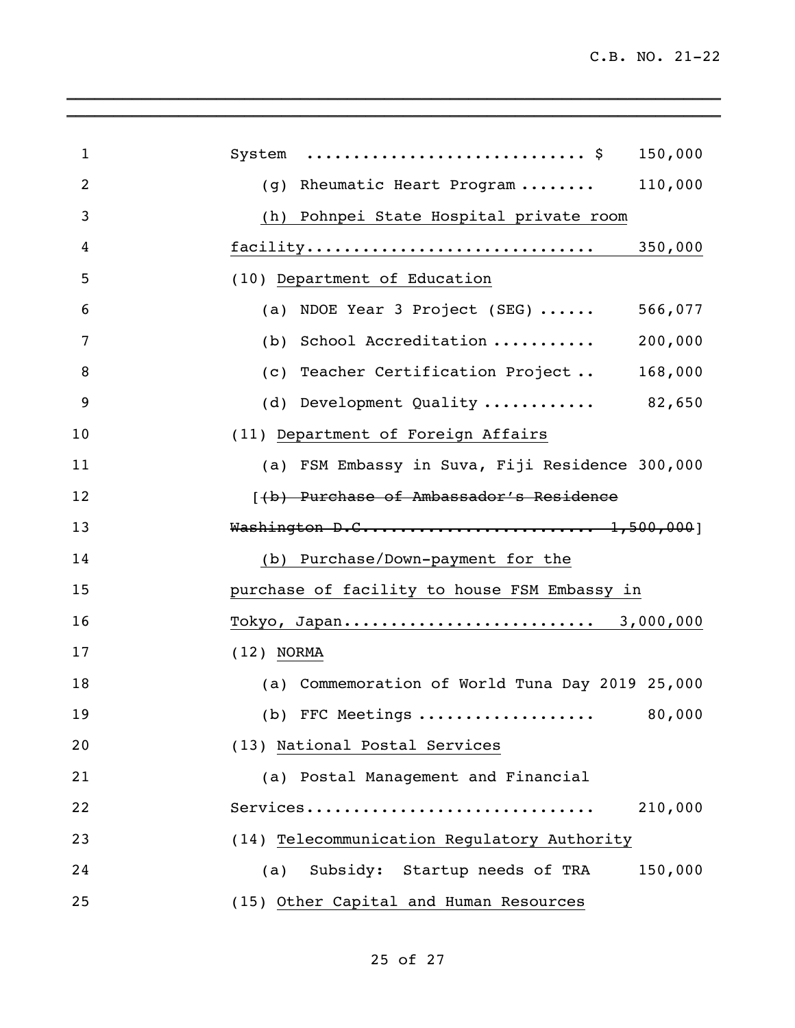System ............................ $ 150,000

(g) Rheumatic Heart Program ........ 110,000

<u>(h) Pohnpei State Hospital private room facility.............................. 350,000</u>

(10) <u>Department of Education</u>

(a) NDOE Year 3 Project (SEG) ...... 566,077

(b) School Accreditation ........... 200,000

(c) Teacher Certification Project .. 168,000

(d) Development Quality ............ 82,650

(11) <u>Department of Foreign Affairs</u>

(a) FSM Embassy in Suva, Fiji Residence 300,000

[~~(b) Purchase of Ambassador's Residence Washington D.C........................ 1,500,000~~]

<u>(b) Purchase/Down-payment for the purchase of facility to house FSM Embassy in Tokyo, Japan.......................... 3,000,000</u>

(12) <u>NORMA</u>

(a) Commemoration of World Tuna Day 2019 25,000

(b) FFC Meetings .................. 80,000

(13) <u>National Postal Services</u>

(a) Postal Management and Financial Services.............................. 210,000

(14) <u>Telecommunication Regulatory Authority</u>

(a) Subsidy: Startup needs of TRA 150,000

(15) <u>Other Capital and Human Resources</u>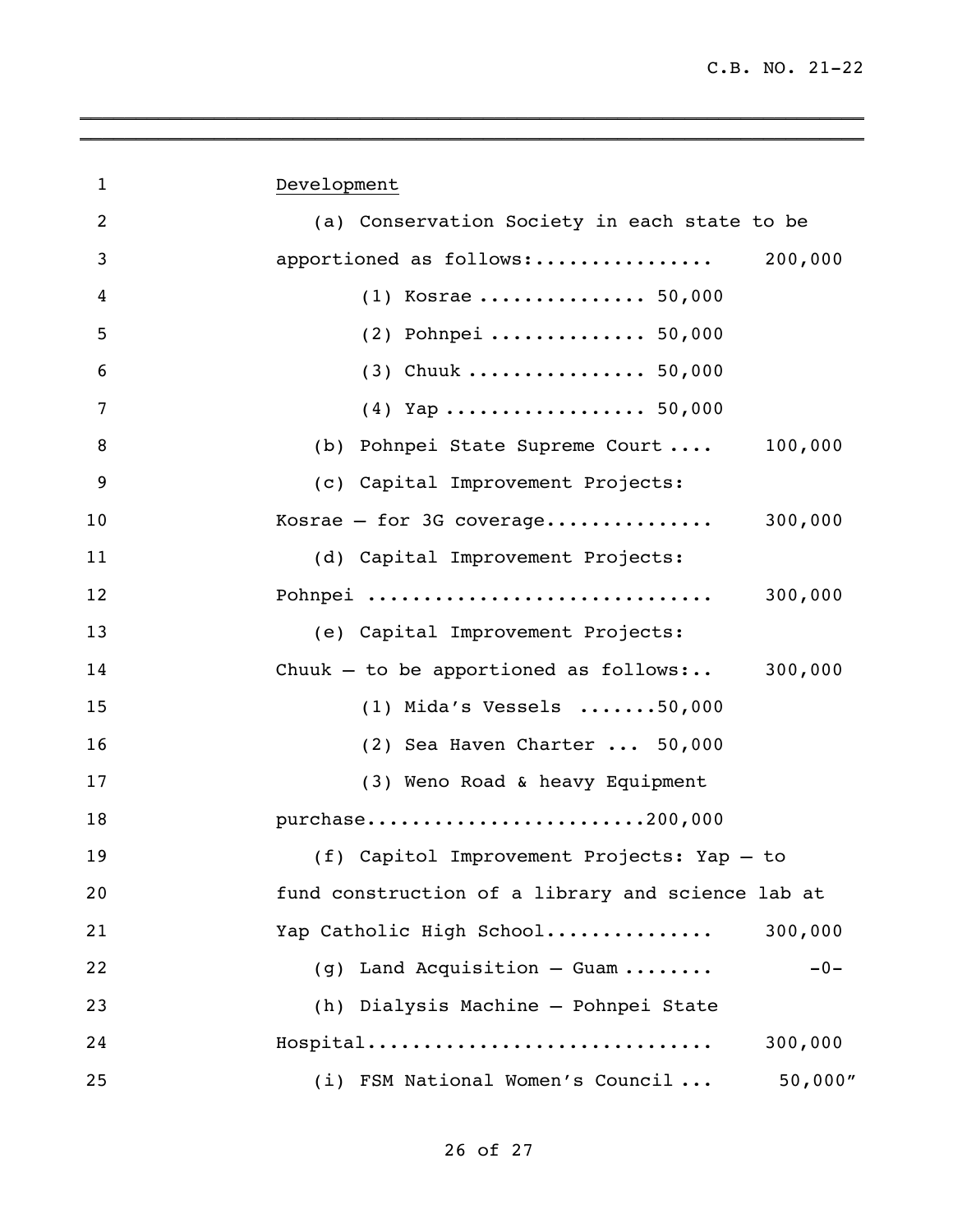<u>Development</u>

(a) Conservation Society in each state to be apportioned as follows:................ 200,000

(1) Kosrae ............... 50,000

(2) Pohnpei .............. 50,000

(3) Chuuk ................ 50,000

(4) Yap .................. 50,000

(b) Pohnpei State Supreme Court .... 100,000

(c) Capital Improvement Projects: Kosrae – for 3G coverage............... 300,000

(d) Capital Improvement Projects: Pohnpei .............................. 300,000

(e) Capital Improvement Projects: Chuuk – to be apportioned as follows:.. 300,000

(1) Mida's Vessels .......50,000

(2) Sea Haven Charter ... 50,000

(3) Weno Road & heavy Equipment purchase........................200,000

(f) Capitol Improvement Projects: Yap – to fund construction of a library and science lab at Yap Catholic High School............... 300,000

(g) Land Acquisition – Guam ........ -0-

(h) Dialysis Machine – Pohnpei State Hospital.............................. 300,000

(i) FSM National Women's Council ... 50,000"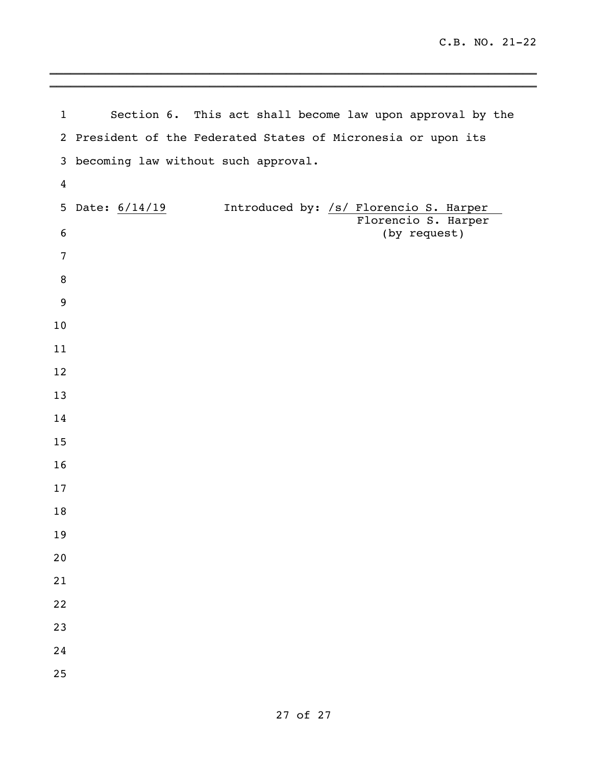Section 6. This act shall become law upon approval by the President of the Federated States of Micronesia or upon its becoming law without such approval.

Date: 6/14/19 Introduced by: /s/ Florencio S. Harper

Florencio S. Harper
(by request)